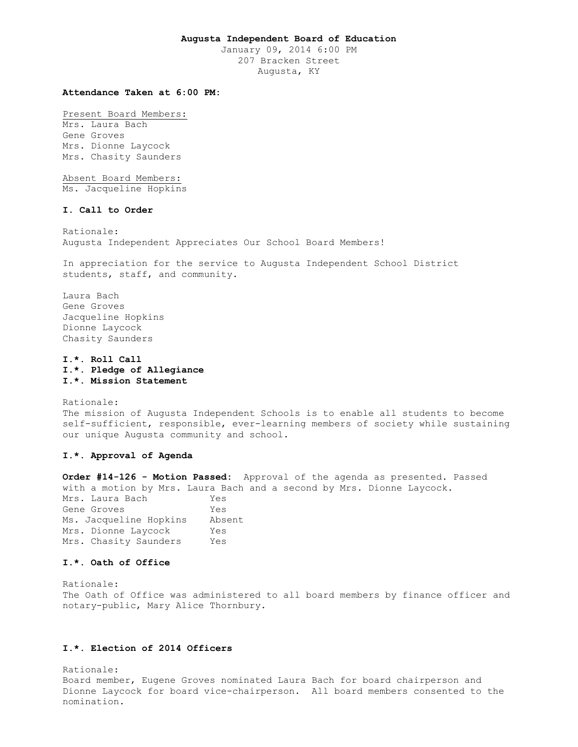# Augusta Independent Board of Education

January 09, 2014 6:00 PM
207 Bracken Street
Augusta, KY

**Attendance Taken at 6:00 PM:**

Present Board Members:
Mrs. Laura Bach
Gene Groves
Mrs. Dionne Laycock
Mrs. Chasity Saunders

Absent Board Members:
Ms. Jacqueline Hopkins

### I. Call to Order

Rationale:
Augusta Independent Appreciates Our School Board Members!

In appreciation for the service to Augusta Independent School District students, staff, and community.

Laura Bach
Gene Groves
Jacqueline Hopkins
Dionne Laycock
Chasity Saunders

### I.*. Roll Call
### I.*. Pledge of Allegiance
### I.*. Mission Statement

Rationale:
The mission of Augusta Independent Schools is to enable all students to become self-sufficient, responsible, ever-learning members of society while sustaining our unique Augusta community and school.

### I.*. Approval of Agenda

**Order #14-126 - Motion Passed:** Approval of the agenda as presented. Passed with a motion by Mrs. Laura Bach and a second by Mrs. Dionne Laycock.

| | |
|---|---|
| Mrs. Laura Bach | Yes |
| Gene Groves | Yes |
| Ms. Jacqueline Hopkins | Absent |
| Mrs. Dionne Laycock | Yes |
| Mrs. Chasity Saunders | Yes |

### I.*. Oath of Office

Rationale:
The Oath of Office was administered to all board members by finance officer and notary-public, Mary Alice Thornbury.

### I.*. Election of 2014 Officers

Rationale:
Board member, Eugene Groves nominated Laura Bach for board chairperson and Dionne Laycock for board vice-chairperson. All board members consented to the nomination.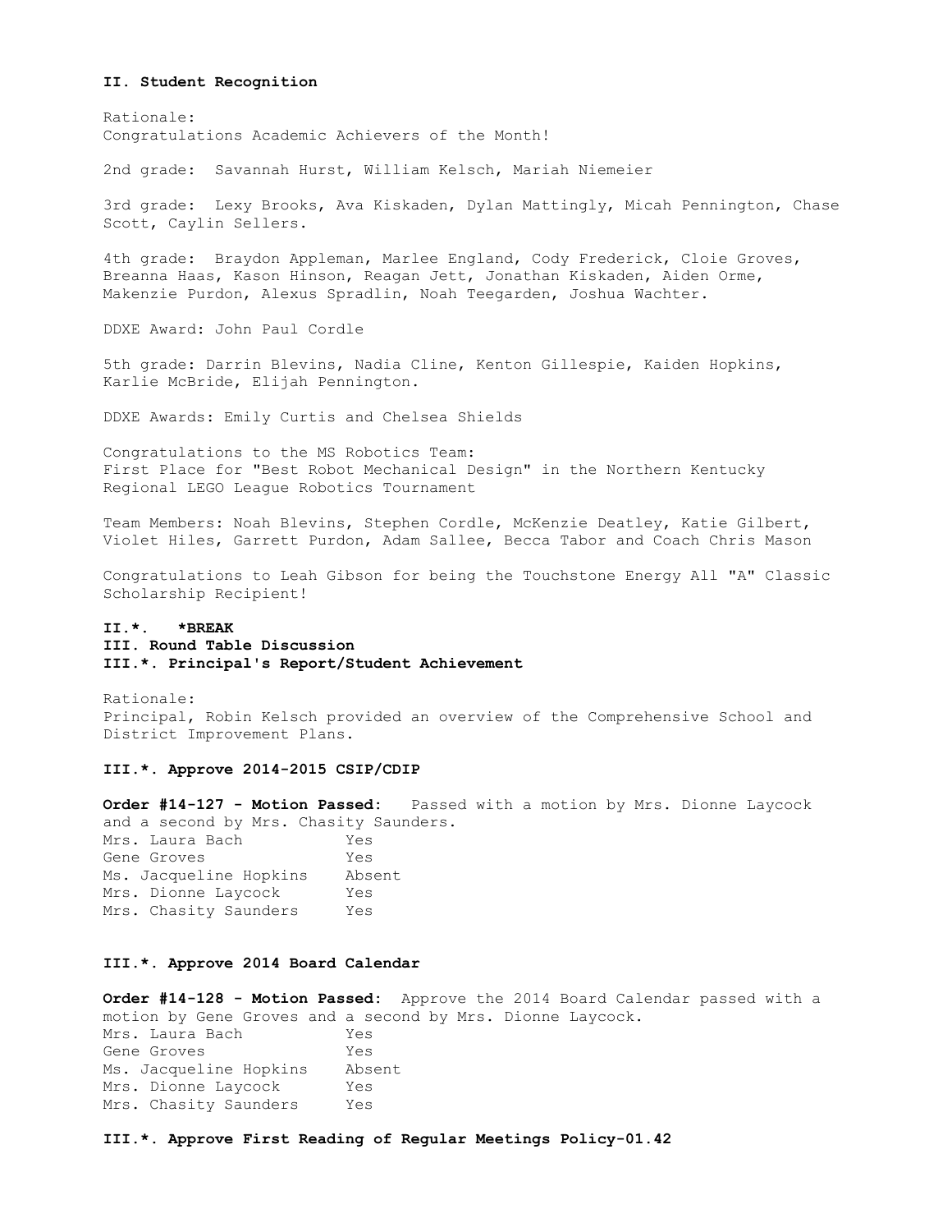**II. Student Recognition**

Rationale:
Congratulations Academic Achievers of the Month!

2nd grade: Savannah Hurst, William Kelsch, Mariah Niemeier

3rd grade: Lexy Brooks, Ava Kiskaden, Dylan Mattingly, Micah Pennington, Chase Scott, Caylin Sellers.

4th grade: Braydon Appleman, Marlee England, Cody Frederick, Cloie Groves, Breanna Haas, Kason Hinson, Reagan Jett, Jonathan Kiskaden, Aiden Orme, Makenzie Purdon, Alexus Spradlin, Noah Teegarden, Joshua Wachter.

DDXE Award: John Paul Cordle

5th grade: Darrin Blevins, Nadia Cline, Kenton Gillespie, Kaiden Hopkins, Karlie McBride, Elijah Pennington.

DDXE Awards: Emily Curtis and Chelsea Shields

Congratulations to the MS Robotics Team:
First Place for "Best Robot Mechanical Design" in the Northern Kentucky Regional LEGO League Robotics Tournament

Team Members: Noah Blevins, Stephen Cordle, McKenzie Deatley, Katie Gilbert, Violet Hiles, Garrett Purdon, Adam Sallee, Becca Tabor and Coach Chris Mason

Congratulations to Leah Gibson for being the Touchstone Energy All "A" Classic Scholarship Recipient!

**II.*. \*BREAK**

**III. Round Table Discussion**

**III.*. Principal's Report/Student Achievement**

Rationale:
Principal, Robin Kelsch provided an overview of the Comprehensive School and District Improvement Plans.

**III.*. Approve 2014-2015 CSIP/CDIP**

**Order #14-127 - Motion Passed:** Passed with a motion by Mrs. Dionne Laycock and a second by Mrs. Chasity Saunders.

| | |
|---|---|
| Mrs. Laura Bach | Yes |
| Gene Groves | Yes |
| Ms. Jacqueline Hopkins | Absent |
| Mrs. Dionne Laycock | Yes |
| Mrs. Chasity Saunders | Yes |

**III.*. Approve 2014 Board Calendar**

**Order #14-128 - Motion Passed:** Approve the 2014 Board Calendar passed with a motion by Gene Groves and a second by Mrs. Dionne Laycock.

| | |
|---|---|
| Mrs. Laura Bach | Yes |
| Gene Groves | Yes |
| Ms. Jacqueline Hopkins | Absent |
| Mrs. Dionne Laycock | Yes |
| Mrs. Chasity Saunders | Yes |

**III.*. Approve First Reading of Regular Meetings Policy-01.42**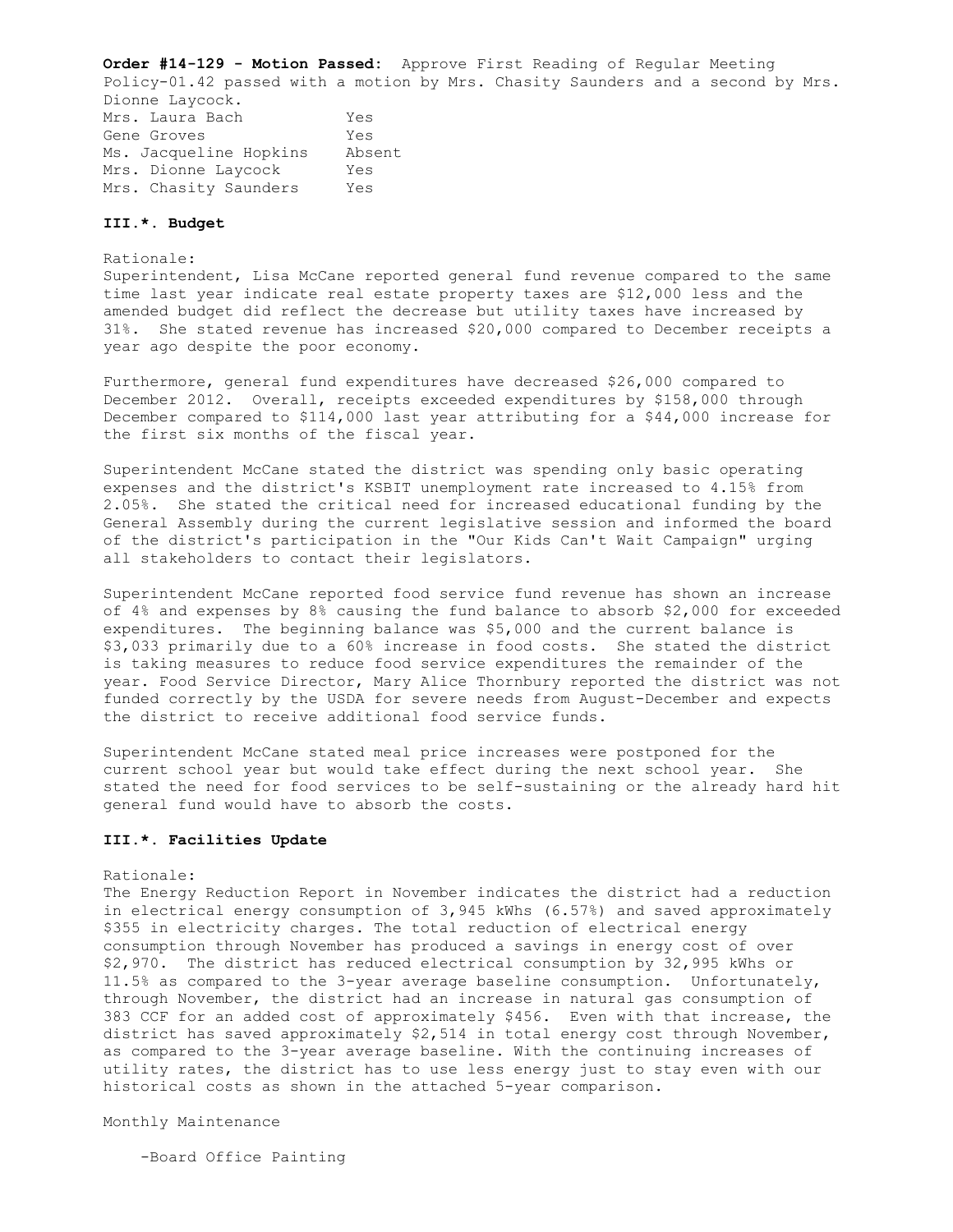**Order #14-129 - Motion Passed:** Approve First Reading of Regular Meeting Policy-01.42 passed with a motion by Mrs. Chasity Saunders and a second by Mrs. Dionne Laycock.

| | |
|---|---|
| Mrs. Laura Bach | Yes |
| Gene Groves | Yes |
| Ms. Jacqueline Hopkins | Absent |
| Mrs. Dionne Laycock | Yes |
| Mrs. Chasity Saunders | Yes |

**III.*. Budget**

Rationale:
Superintendent, Lisa McCane reported general fund revenue compared to the same time last year indicate real estate property taxes are $12,000 less and the amended budget did reflect the decrease but utility taxes have increased by 31%. She stated revenue has increased $20,000 compared to December receipts a year ago despite the poor economy.

Furthermore, general fund expenditures have decreased $26,000 compared to December 2012. Overall, receipts exceeded expenditures by $158,000 through December compared to $114,000 last year attributing for a $44,000 increase for the first six months of the fiscal year.

Superintendent McCane stated the district was spending only basic operating expenses and the district's KSBIT unemployment rate increased to 4.15% from 2.05%. She stated the critical need for increased educational funding by the General Assembly during the current legislative session and informed the board of the district's participation in the "Our Kids Can't Wait Campaign" urging all stakeholders to contact their legislators.

Superintendent McCane reported food service fund revenue has shown an increase of 4% and expenses by 8% causing the fund balance to absorb $2,000 for exceeded expenditures. The beginning balance was $5,000 and the current balance is $3,033 primarily due to a 60% increase in food costs. She stated the district is taking measures to reduce food service expenditures the remainder of the year. Food Service Director, Mary Alice Thornbury reported the district was not funded correctly by the USDA for severe needs from August-December and expects the district to receive additional food service funds.

Superintendent McCane stated meal price increases were postponed for the current school year but would take effect during the next school year. She stated the need for food services to be self-sustaining or the already hard hit general fund would have to absorb the costs.

**III.*. Facilities Update**

Rationale:
The Energy Reduction Report in November indicates the district had a reduction in electrical energy consumption of 3,945 kWhs (6.57%) and saved approximately $355 in electricity charges. The total reduction of electrical energy consumption through November has produced a savings in energy cost of over $2,970. The district has reduced electrical consumption by 32,995 kWhs or 11.5% as compared to the 3-year average baseline consumption. Unfortunately, through November, the district had an increase in natural gas consumption of 383 CCF for an added cost of approximately $456. Even with that increase, the district has saved approximately $2,514 in total energy cost through November, as compared to the 3-year average baseline. With the continuing increases of utility rates, the district has to use less energy just to stay even with our historical costs as shown in the attached 5-year comparison.

Monthly Maintenance

- Board Office Painting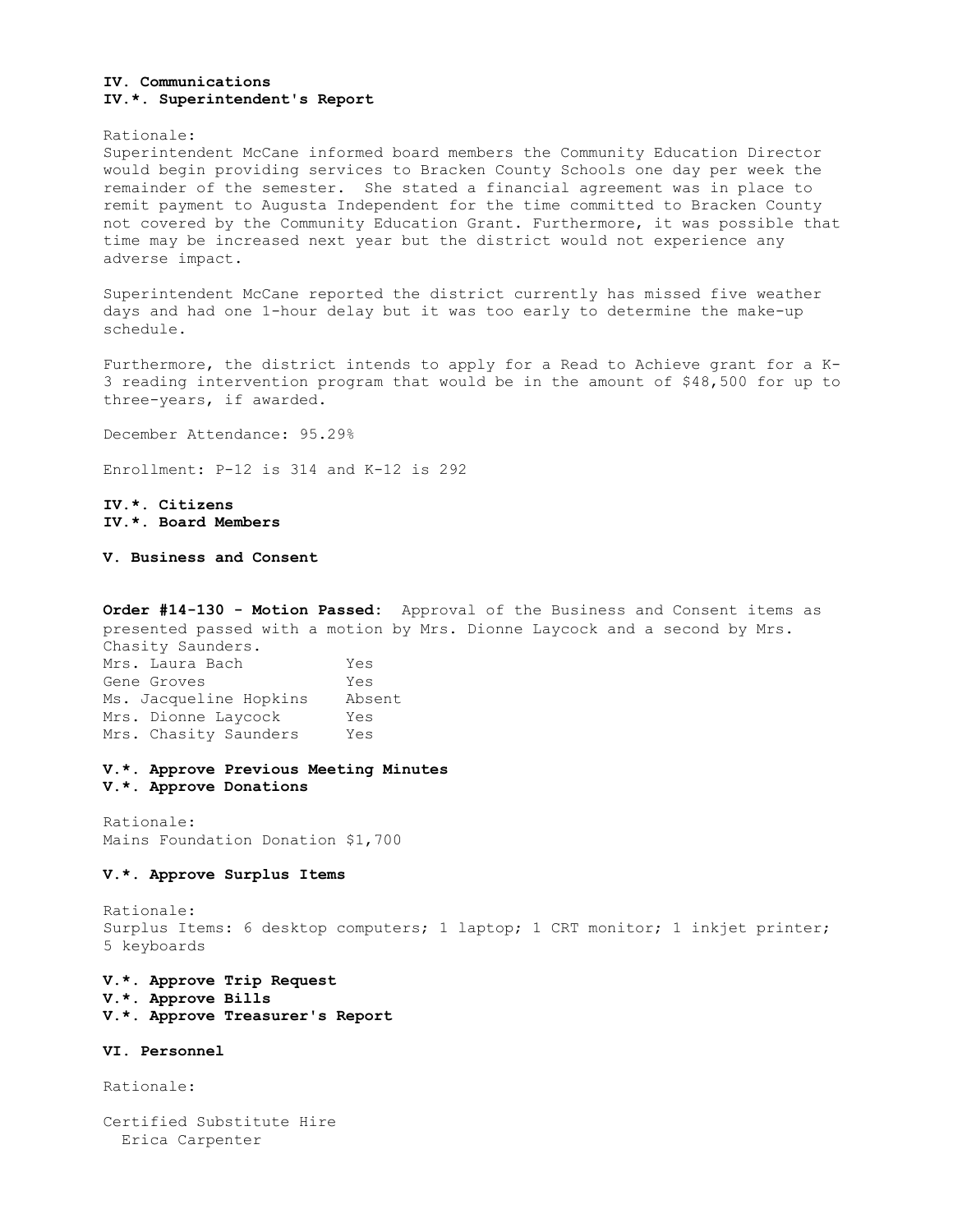**IV. Communications**
**IV.*. Superintendent's Report**

Rationale:
Superintendent McCane informed board members the Community Education Director would begin providing services to Bracken County Schools one day per week the remainder of the semester. She stated a financial agreement was in place to remit payment to Augusta Independent for the time committed to Bracken County not covered by the Community Education Grant. Furthermore, it was possible that time may be increased next year but the district would not experience any adverse impact.

Superintendent McCane reported the district currently has missed five weather days and had one 1-hour delay but it was too early to determine the make-up schedule.

Furthermore, the district intends to apply for a Read to Achieve grant for a K-3 reading intervention program that would be in the amount of $48,500 for up to three-years, if awarded.

December Attendance: 95.29%

Enrollment: P-12 is 314 and K-12 is 292

**IV.*. Citizens**
**IV.*. Board Members**

**V. Business and Consent**

**Order #14-130 - Motion Passed:** Approval of the Business and Consent items as presented passed with a motion by Mrs. Dionne Laycock and a second by Mrs. Chasity Saunders.

| | |
|---|---|
| Mrs. Laura Bach | Yes |
| Gene Groves | Yes |
| Ms. Jacqueline Hopkins | Absent |
| Mrs. Dionne Laycock | Yes |
| Mrs. Chasity Saunders | Yes |

**V.*. Approve Previous Meeting Minutes**
**V.*. Approve Donations**

Rationale:
Mains Foundation Donation $1,700

**V.*. Approve Surplus Items**

Rationale:
Surplus Items: 6 desktop computers; 1 laptop; 1 CRT monitor; 1 inkjet printer; 5 keyboards

**V.*. Approve Trip Request**
**V.*. Approve Bills**
**V.*. Approve Treasurer's Report**

**VI. Personnel**

Rationale:

Certified Substitute Hire
Erica Carpenter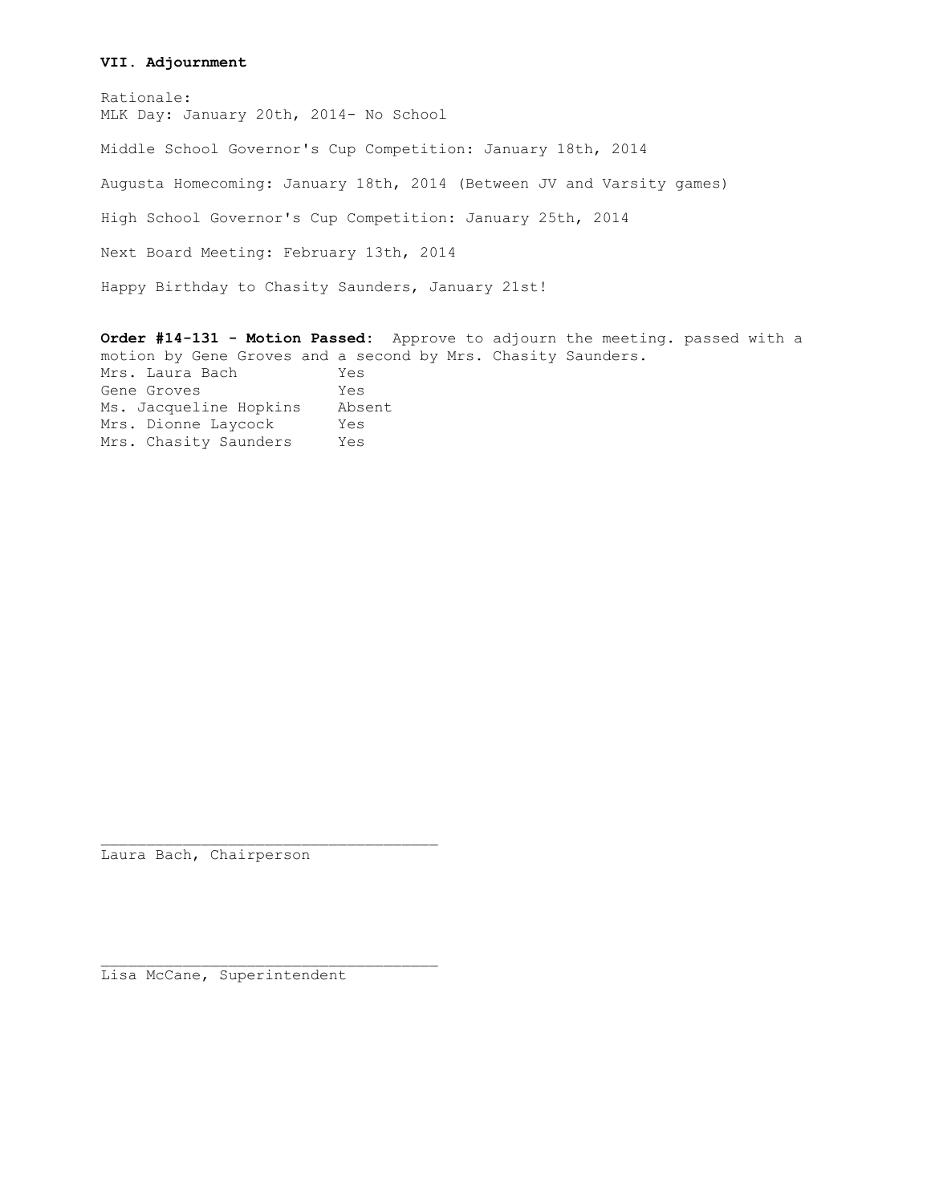### VII. Adjournment

Rationale:
MLK Day: January 20th, 2014- No School

Middle School Governor's Cup Competition: January 18th, 2014

Augusta Homecoming: January 18th, 2014 (Between JV and Varsity games)

High School Governor's Cup Competition: January 25th, 2014

Next Board Meeting: February 13th, 2014

Happy Birthday to Chasity Saunders, January 21st!

**Order #14-131 - Motion Passed:** Approve to adjourn the meeting. passed with a motion by Gene Groves and a second by Mrs. Chasity Saunders.

| | |
|---|---|
| Mrs. Laura Bach | Yes |
| Gene Groves | Yes |
| Ms. Jacqueline Hopkins | Absent |
| Mrs. Dionne Laycock | Yes |
| Mrs. Chasity Saunders | Yes |

_____________________________________
Laura Bach, Chairperson

_____________________________________
Lisa McCane, Superintendent